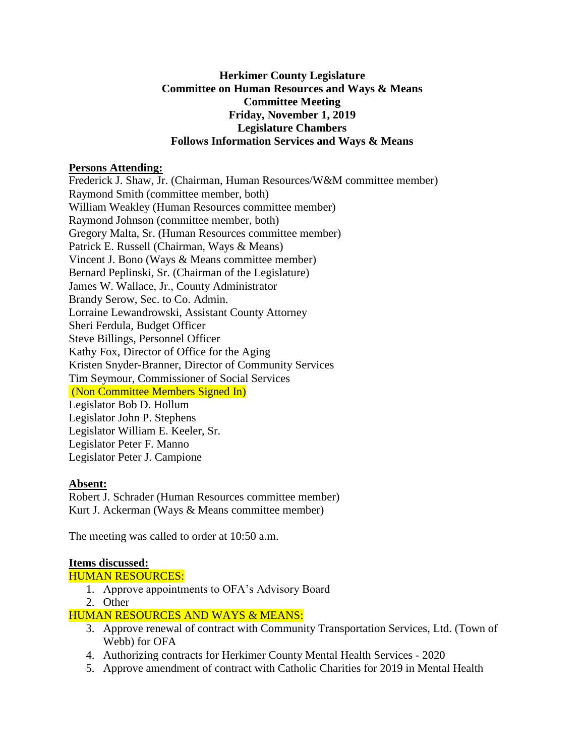**Herkimer County Legislature**
**Committee on Human Resources and Ways & Means**
**Committee Meeting**
**Friday, November 1, 2019**
**Legislature Chambers**
**Follows Information Services and Ways & Means**

**Persons Attending:**

Frederick J. Shaw, Jr. (Chairman, Human Resources/W&M committee member)
Raymond Smith (committee member, both)
William Weakley (Human Resources committee member)
Raymond Johnson (committee member, both)
Gregory Malta, Sr. (Human Resources committee member)
Patrick E. Russell (Chairman, Ways & Means)
Vincent J. Bono (Ways & Means committee member)
Bernard Peplinski, Sr. (Chairman of the Legislature)
James W. Wallace, Jr., County Administrator
Brandy Serow, Sec. to Co. Admin.
Lorraine Lewandrowski, Assistant County Attorney
Sheri Ferdula, Budget Officer
Steve Billings, Personnel Officer
Kathy Fox, Director of Office for the Aging
Kristen Snyder-Branner, Director of Community Services
Tim Seymour, Commissioner of Social Services
(Non Committee Members Signed In)
Legislator Bob D. Hollum
Legislator John P. Stephens
Legislator William E. Keeler, Sr.
Legislator Peter F. Manno
Legislator Peter J. Campione

**Absent:**

Robert J. Schrader (Human Resources committee member)
Kurt J. Ackerman (Ways & Means committee member)

The meeting was called to order at 10:50 a.m.

**Items discussed:**

HUMAN RESOURCES:

1. Approve appointments to OFA's Advisory Board
2. Other

HUMAN RESOURCES AND WAYS & MEANS:

3. Approve renewal of contract with Community Transportation Services, Ltd. (Town of Webb) for OFA
4. Authorizing contracts for Herkimer County Mental Health Services - 2020
5. Approve amendment of contract with Catholic Charities for 2019 in Mental Health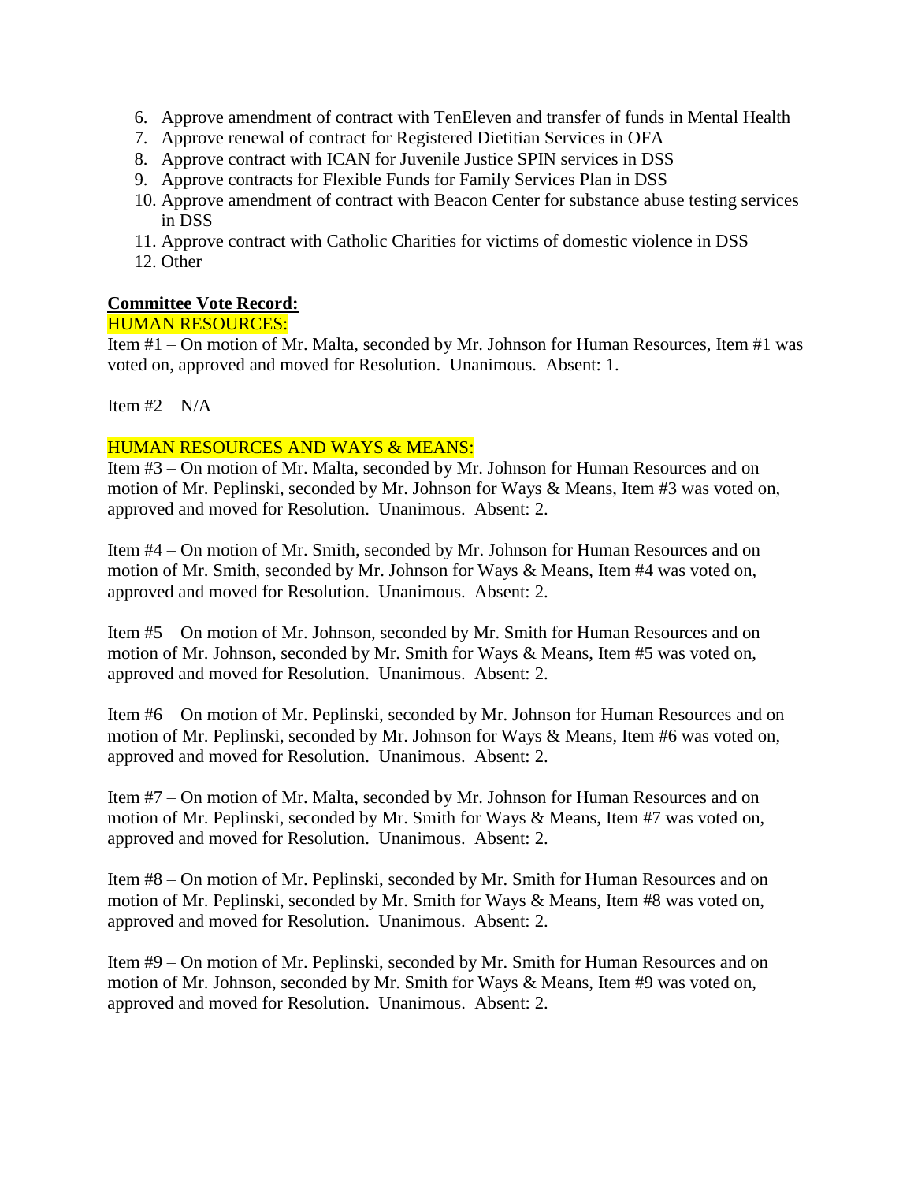6. Approve amendment of contract with TenEleven and transfer of funds in Mental Health
7. Approve renewal of contract for Registered Dietitian Services in OFA
8. Approve contract with ICAN for Juvenile Justice SPIN services in DSS
9. Approve contracts for Flexible Funds for Family Services Plan in DSS
10. Approve amendment of contract with Beacon Center for substance abuse testing services in DSS
11. Approve contract with Catholic Charities for victims of domestic violence in DSS
12. Other

**Committee Vote Record:**

HUMAN RESOURCES:

Item #1 – On motion of Mr. Malta, seconded by Mr. Johnson for Human Resources, Item #1 was voted on, approved and moved for Resolution. Unanimous. Absent: 1.

Item #2 – N/A

HUMAN RESOURCES AND WAYS & MEANS:

Item #3 – On motion of Mr. Malta, seconded by Mr. Johnson for Human Resources and on motion of Mr. Peplinski, seconded by Mr. Johnson for Ways & Means, Item #3 was voted on, approved and moved for Resolution. Unanimous. Absent: 2.

Item #4 – On motion of Mr. Smith, seconded by Mr. Johnson for Human Resources and on motion of Mr. Smith, seconded by Mr. Johnson for Ways & Means, Item #4 was voted on, approved and moved for Resolution. Unanimous. Absent: 2.

Item #5 – On motion of Mr. Johnson, seconded by Mr. Smith for Human Resources and on motion of Mr. Johnson, seconded by Mr. Smith for Ways & Means, Item #5 was voted on, approved and moved for Resolution. Unanimous. Absent: 2.

Item #6 – On motion of Mr. Peplinski, seconded by Mr. Johnson for Human Resources and on motion of Mr. Peplinski, seconded by Mr. Johnson for Ways & Means, Item #6 was voted on, approved and moved for Resolution. Unanimous. Absent: 2.

Item #7 – On motion of Mr. Malta, seconded by Mr. Johnson for Human Resources and on motion of Mr. Peplinski, seconded by Mr. Smith for Ways & Means, Item #7 was voted on, approved and moved for Resolution. Unanimous. Absent: 2.

Item #8 – On motion of Mr. Peplinski, seconded by Mr. Smith for Human Resources and on motion of Mr. Peplinski, seconded by Mr. Smith for Ways & Means, Item #8 was voted on, approved and moved for Resolution. Unanimous. Absent: 2.

Item #9 – On motion of Mr. Peplinski, seconded by Mr. Smith for Human Resources and on motion of Mr. Johnson, seconded by Mr. Smith for Ways & Means, Item #9 was voted on, approved and moved for Resolution. Unanimous. Absent: 2.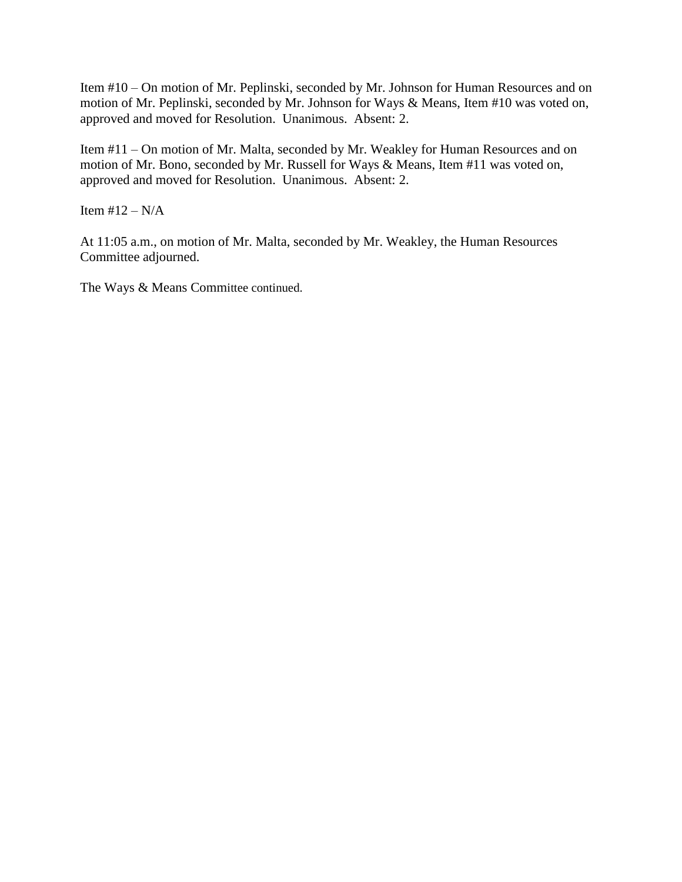Item #10 – On motion of Mr. Peplinski, seconded by Mr. Johnson for Human Resources and on motion of Mr. Peplinski, seconded by Mr. Johnson for Ways & Means, Item #10 was voted on, approved and moved for Resolution. Unanimous. Absent: 2.

Item #11 – On motion of Mr. Malta, seconded by Mr. Weakley for Human Resources and on motion of Mr. Bono, seconded by Mr. Russell for Ways & Means, Item #11 was voted on, approved and moved for Resolution. Unanimous. Absent: 2.

Item #12 – N/A

At 11:05 a.m., on motion of Mr. Malta, seconded by Mr. Weakley, the Human Resources Committee adjourned.

The Ways & Means Committee continued.